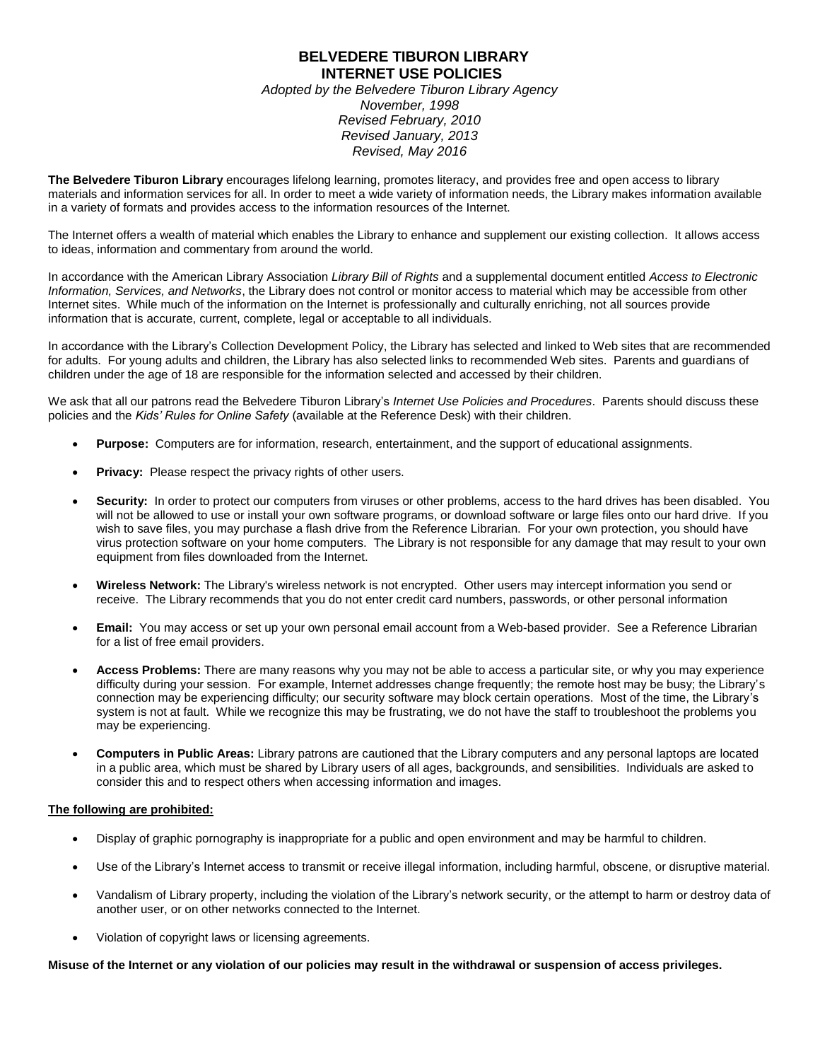# BELVEDERE TIBURON LIBRARY
# INTERNET USE POLICIES

*Adopted by the Belvedere Tiburon Library Agency*
*November, 1998*
*Revised February, 2010*
*Revised January, 2013*
*Revised, May 2016*

**The Belvedere Tiburon Library** encourages lifelong learning, promotes literacy, and provides free and open access to library materials and information services for all. In order to meet a wide variety of information needs, the Library makes information available in a variety of formats and provides access to the information resources of the Internet.

The Internet offers a wealth of material which enables the Library to enhance and supplement our existing collection. It allows access to ideas, information and commentary from around the world.

In accordance with the American Library Association *Library Bill of Rights* and a supplemental document entitled *Access to Electronic Information, Services, and Networks*, the Library does not control or monitor access to material which may be accessible from other Internet sites. While much of the information on the Internet is professionally and culturally enriching, not all sources provide information that is accurate, current, complete, legal or acceptable to all individuals.

In accordance with the Library's Collection Development Policy, the Library has selected and linked to Web sites that are recommended for adults. For young adults and children, the Library has also selected links to recommended Web sites. Parents and guardians of children under the age of 18 are responsible for the information selected and accessed by their children.

We ask that all our patrons read the Belvedere Tiburon Library's *Internet Use Policies and Procedures*. Parents should discuss these policies and the *Kids' Rules for Online Safety* (available at the Reference Desk) with their children.

- **Purpose:** Computers are for information, research, entertainment, and the support of educational assignments.
- **Privacy:** Please respect the privacy rights of other users.
- **Security:** In order to protect our computers from viruses or other problems, access to the hard drives has been disabled. You will not be allowed to use or install your own software programs, or download software or large files onto our hard drive. If you wish to save files, you may purchase a flash drive from the Reference Librarian. For your own protection, you should have virus protection software on your home computers. The Library is not responsible for any damage that may result to your own equipment from files downloaded from the Internet.
- **Wireless Network:** The Library's wireless network is not encrypted. Other users may intercept information you send or receive. The Library recommends that you do not enter credit card numbers, passwords, or other personal information
- **Email:** You may access or set up your own personal email account from a Web-based provider. See a Reference Librarian for a list of free email providers.
- **Access Problems:** There are many reasons why you may not be able to access a particular site, or why you may experience difficulty during your session. For example, Internet addresses change frequently; the remote host may be busy; the Library's connection may be experiencing difficulty; our security software may block certain operations. Most of the time, the Library's system is not at fault. While we recognize this may be frustrating, we do not have the staff to troubleshoot the problems you may be experiencing.
- **Computers in Public Areas:** Library patrons are cautioned that the Library computers and any personal laptops are located in a public area, which must be shared by Library users of all ages, backgrounds, and sensibilities. Individuals are asked to consider this and to respect others when accessing information and images.

**The following are prohibited:**

- Display of graphic pornography is inappropriate for a public and open environment and may be harmful to children.
- Use of the Library's Internet access to transmit or receive illegal information, including harmful, obscene, or disruptive material.
- Vandalism of Library property, including the violation of the Library's network security, or the attempt to harm or destroy data of another user, or on other networks connected to the Internet.
- Violation of copyright laws or licensing agreements.

**Misuse of the Internet or any violation of our policies may result in the withdrawal or suspension of access privileges.**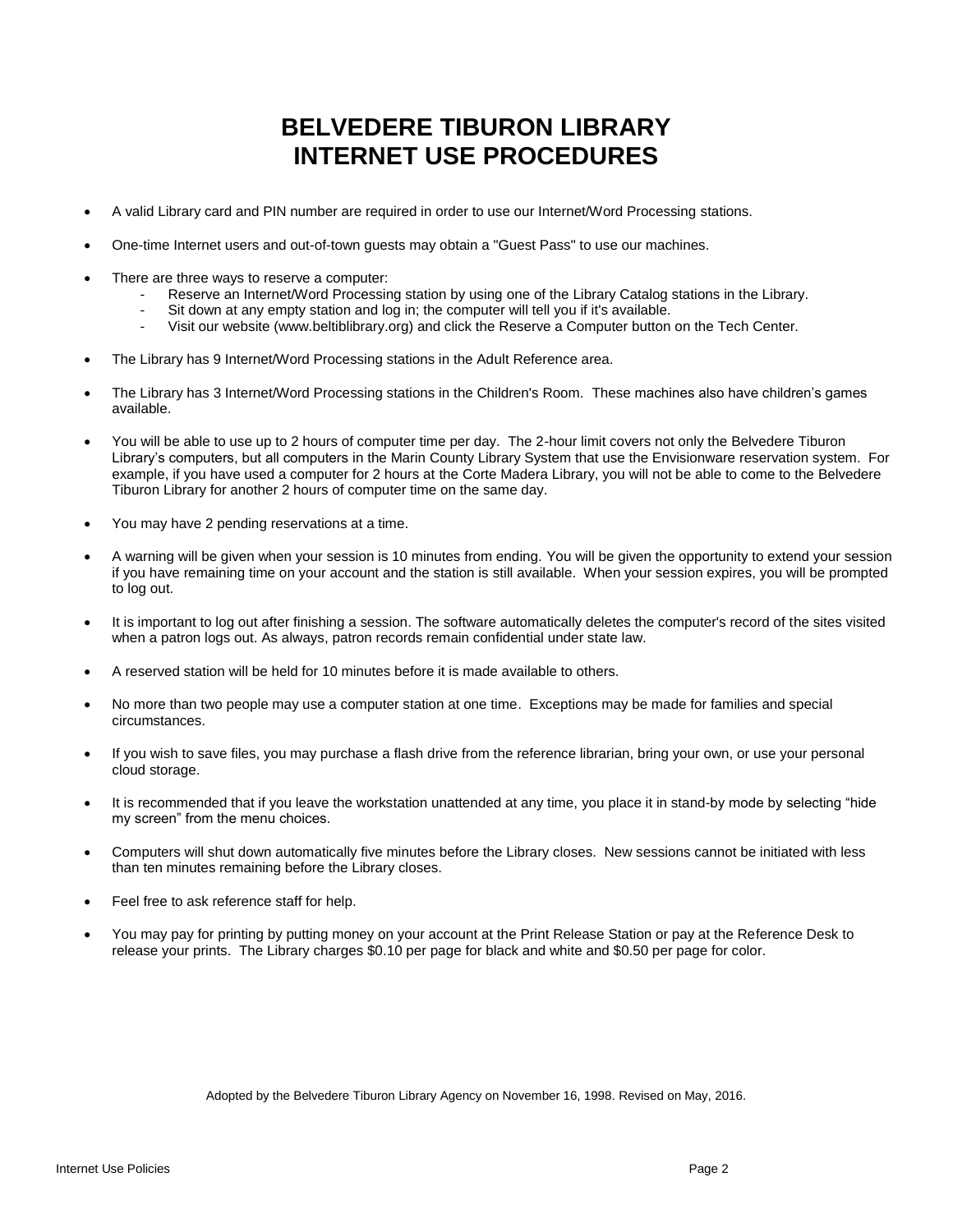# BELVEDERE TIBURON LIBRARY INTERNET USE PROCEDURES

- A valid Library card and PIN number are required in order to use our Internet/Word Processing stations.
- One-time Internet users and out-of-town guests may obtain a "Guest Pass" to use our machines.
- There are three ways to reserve a computer:
  - Reserve an Internet/Word Processing station by using one of the Library Catalog stations in the Library.
  - Sit down at any empty station and log in; the computer will tell you if it's available.
  - Visit our website (www.beltiblibrary.org) and click the Reserve a Computer button on the Tech Center.
- The Library has 9 Internet/Word Processing stations in the Adult Reference area.
- The Library has 3 Internet/Word Processing stations in the Children's Room. These machines also have children's games available.
- You will be able to use up to 2 hours of computer time per day. The 2-hour limit covers not only the Belvedere Tiburon Library's computers, but all computers in the Marin County Library System that use the Envisionware reservation system. For example, if you have used a computer for 2 hours at the Corte Madera Library, you will not be able to come to the Belvedere Tiburon Library for another 2 hours of computer time on the same day.
- You may have 2 pending reservations at a time.
- A warning will be given when your session is 10 minutes from ending. You will be given the opportunity to extend your session if you have remaining time on your account and the station is still available. When your session expires, you will be prompted to log out.
- It is important to log out after finishing a session. The software automatically deletes the computer's record of the sites visited when a patron logs out. As always, patron records remain confidential under state law.
- A reserved station will be held for 10 minutes before it is made available to others.
- No more than two people may use a computer station at one time. Exceptions may be made for families and special circumstances.
- If you wish to save files, you may purchase a flash drive from the reference librarian, bring your own, or use your personal cloud storage.
- It is recommended that if you leave the workstation unattended at any time, you place it in stand-by mode by selecting "hide my screen" from the menu choices.
- Computers will shut down automatically five minutes before the Library closes. New sessions cannot be initiated with less than ten minutes remaining before the Library closes.
- Feel free to ask reference staff for help.
- You may pay for printing by putting money on your account at the Print Release Station or pay at the Reference Desk to release your prints. The Library charges $0.10 per page for black and white and $0.50 per page for color.

Adopted by the Belvedere Tiburon Library Agency on November 16, 1998. Revised on May, 2016.